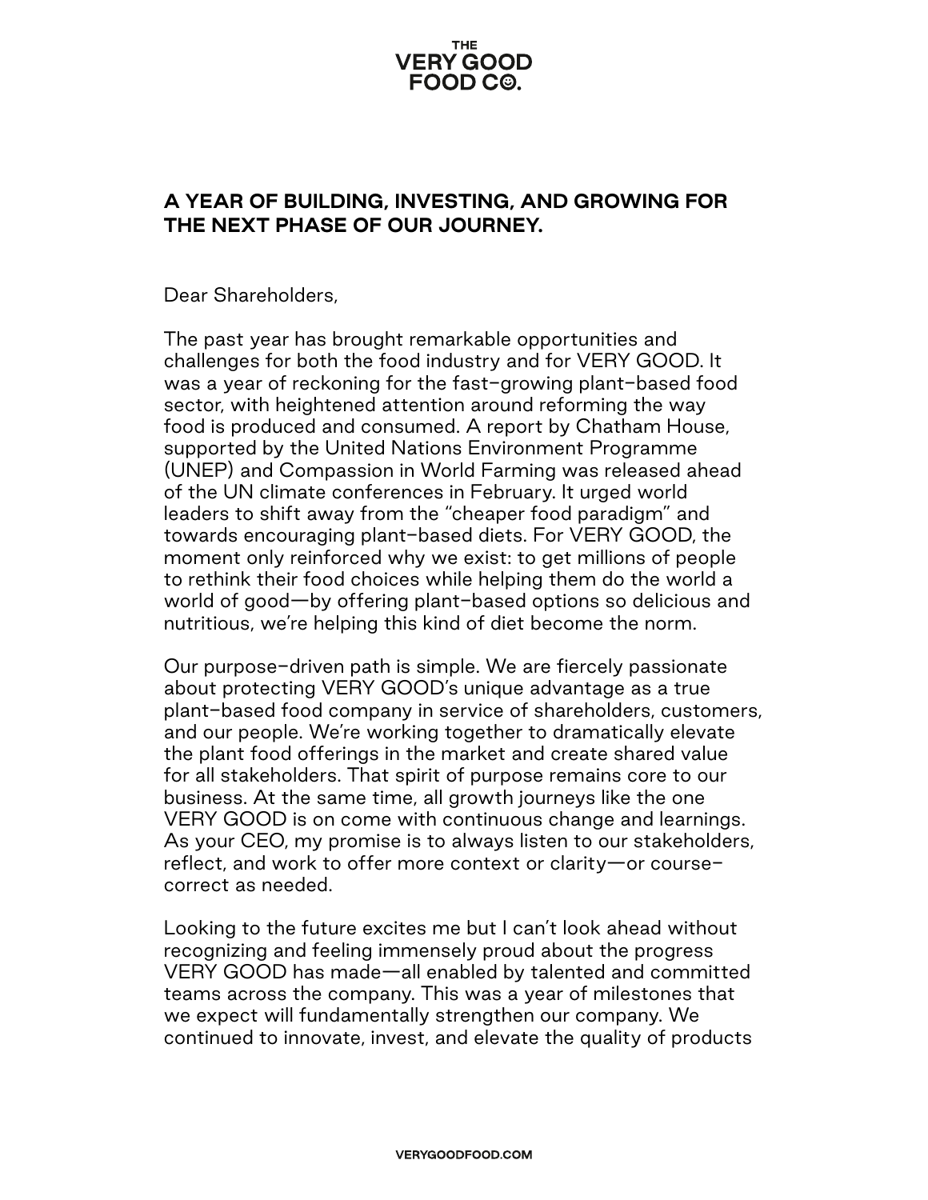# THE VERY GOOD FOOD CO.

## A YEAR OF BUILDING, INVESTING, AND GROWING FOR THE NEXT PHASE OF OUR JOURNEY.

Dear Shareholders,

The past year has brought remarkable opportunities and challenges for both the food industry and for VERY GOOD. It was a year of reckoning for the fast-growing plant-based food sector, with heightened attention around reforming the way food is produced and consumed. A report by Chatham House, supported by the United Nations Environment Programme (UNEP) and Compassion in World Farming was released ahead of the UN climate conferences in February. It urged world leaders to shift away from the "cheaper food paradigm" and towards encouraging plant-based diets. For VERY GOOD, the moment only reinforced why we exist: to get millions of people to rethink their food choices while helping them do the world a world of good—by offering plant-based options so delicious and nutritious, we're helping this kind of diet become the norm.

Our purpose-driven path is simple. We are fiercely passionate about protecting VERY GOOD's unique advantage as a true plant-based food company in service of shareholders, customers, and our people. We're working together to dramatically elevate the plant food offerings in the market and create shared value for all stakeholders. That spirit of purpose remains core to our business. At the same time, all growth journeys like the one VERY GOOD is on come with continuous change and learnings. As your CEO, my promise is to always listen to our stakeholders, reflect, and work to offer more context or clarity—or course-correct as needed.

Looking to the future excites me but I can't look ahead without recognizing and feeling immensely proud about the progress VERY GOOD has made—all enabled by talented and committed teams across the company. This was a year of milestones that we expect will fundamentally strengthen our company. We continued to innovate, invest, and elevate the quality of products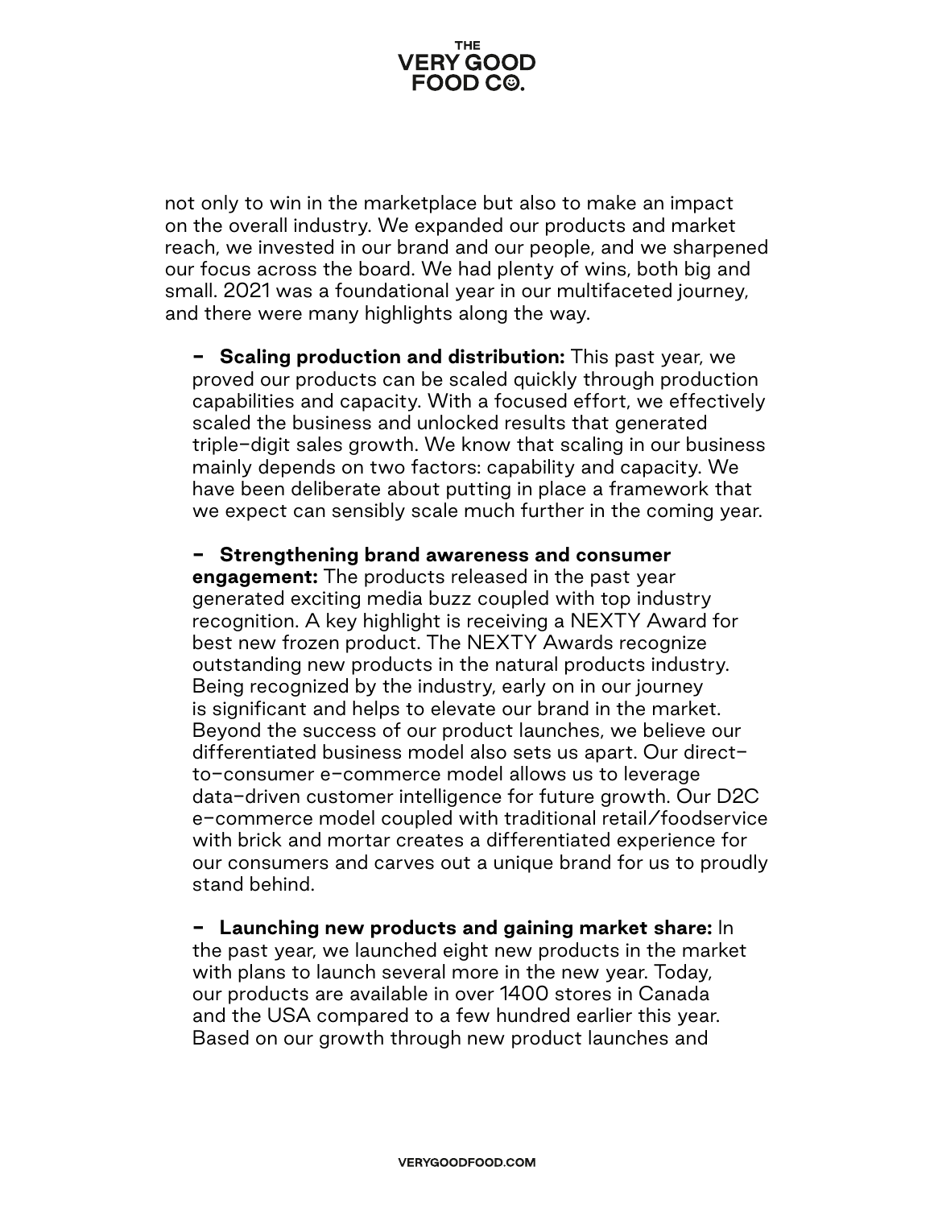not only to win in the marketplace but also to make an impact on the overall industry. We expanded our products and market reach, we invested in our brand and our people, and we sharpened our focus across the board. We had plenty of wins, both big and small. 2021 was a foundational year in our multifaceted journey, and there were many highlights along the way.

- **Scaling production and distribution:** This past year, we proved our products can be scaled quickly through production capabilities and capacity. With a focused effort, we effectively scaled the business and unlocked results that generated triple-digit sales growth. We know that scaling in our business mainly depends on two factors: capability and capacity. We have been deliberate about putting in place a framework that we expect can sensibly scale much further in the coming year.

- **Strengthening brand awareness and consumer engagement:** The products released in the past year generated exciting media buzz coupled with top industry recognition. A key highlight is receiving a NEXTY Award for best new frozen product. The NEXTY Awards recognize outstanding new products in the natural products industry. Being recognized by the industry, early on in our journey is significant and helps to elevate our brand in the market. Beyond the success of our product launches, we believe our differentiated business model also sets us apart. Our direct-to-consumer e-commerce model allows us to leverage data-driven customer intelligence for future growth. Our D2C e-commerce model coupled with traditional retail/foodservice with brick and mortar creates a differentiated experience for our consumers and carves out a unique brand for us to proudly stand behind.

- **Launching new products and gaining market share:** In the past year, we launched eight new products in the market with plans to launch several more in the new year. Today, our products are available in over 1400 stores in Canada and the USA compared to a few hundred earlier this year. Based on our growth through new product launches and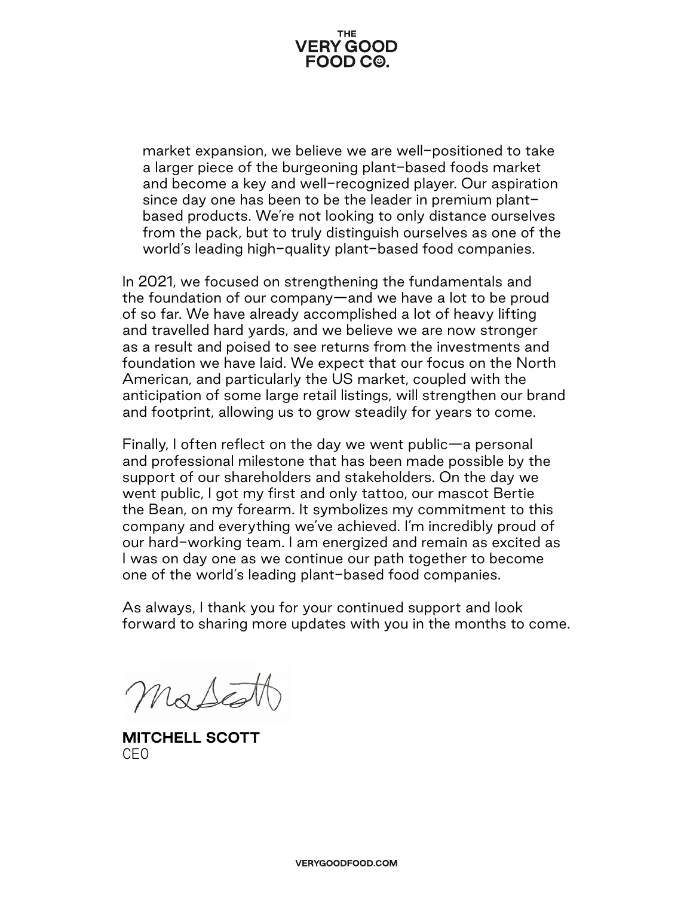market expansion, we believe we are well-positioned to take a larger piece of the burgeoning plant-based foods market and become a key and well-recognized player. Our aspiration since day one has been to be the leader in premium plant-based products. We're not looking to only distance ourselves from the pack, but to truly distinguish ourselves as one of the world's leading high-quality plant-based food companies.

In 2021, we focused on strengthening the fundamentals and the foundation of our company—and we have a lot to be proud of so far. We have already accomplished a lot of heavy lifting and travelled hard yards, and we believe we are now stronger as a result and poised to see returns from the investments and foundation we have laid. We expect that our focus on the North American, and particularly the US market, coupled with the anticipation of some large retail listings, will strengthen our brand and footprint, allowing us to grow steadily for years to come.

Finally, I often reflect on the day we went public—a personal and professional milestone that has been made possible by the support of our shareholders and stakeholders. On the day we went public, I got my first and only tattoo, our mascot Bertie the Bean, on my forearm. It symbolizes my commitment to this company and everything we've achieved. I'm incredibly proud of our hard-working team. I am energized and remain as excited as I was on day one as we continue our path together to become one of the world's leading plant-based food companies.

As always, I thank you for your continued support and look forward to sharing more updates with you in the months to come.

**MITCHELL SCOTT**
CEO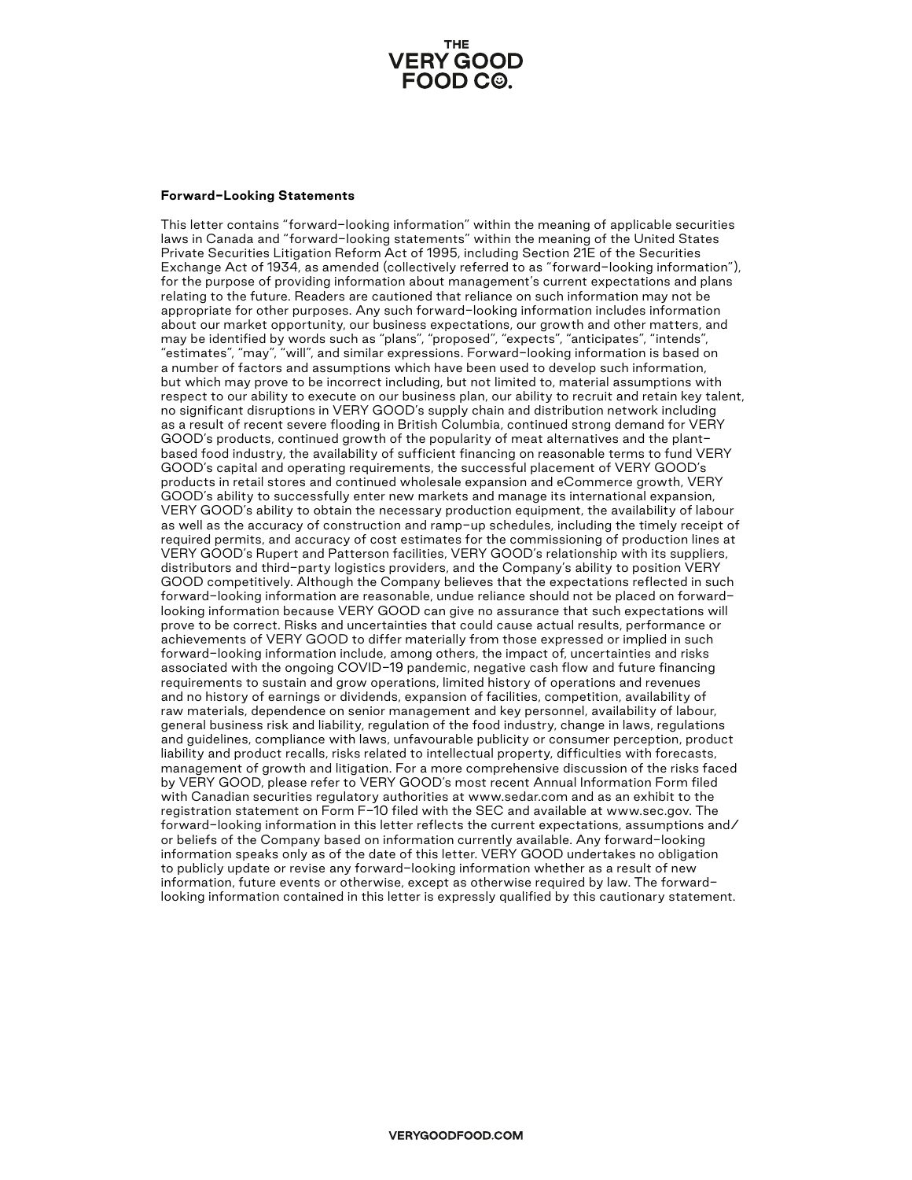**Forward-Looking Statements**

This letter contains "forward-looking information" within the meaning of applicable securities laws in Canada and "forward-looking statements" within the meaning of the United States Private Securities Litigation Reform Act of 1995, including Section 21E of the Securities Exchange Act of 1934, as amended (collectively referred to as "forward-looking information"), for the purpose of providing information about management's current expectations and plans relating to the future. Readers are cautioned that reliance on such information may not be appropriate for other purposes. Any such forward-looking information includes information about our market opportunity, our business expectations, our growth and other matters, and may be identified by words such as "plans", "proposed", "expects", "anticipates", "intends", "estimates", "may", "will", and similar expressions. Forward-looking information is based on a number of factors and assumptions which have been used to develop such information, but which may prove to be incorrect including, but not limited to, material assumptions with respect to our ability to execute on our business plan, our ability to recruit and retain key talent, no significant disruptions in VERY GOOD's supply chain and distribution network including as a result of recent severe flooding in British Columbia, continued strong demand for VERY GOOD's products, continued growth of the popularity of meat alternatives and the plant-based food industry, the availability of sufficient financing on reasonable terms to fund VERY GOOD's capital and operating requirements, the successful placement of VERY GOOD's products in retail stores and continued wholesale expansion and eCommerce growth, VERY GOOD's ability to successfully enter new markets and manage its international expansion, VERY GOOD's ability to obtain the necessary production equipment, the availability of labour as well as the accuracy of construction and ramp-up schedules, including the timely receipt of required permits, and accuracy of cost estimates for the commissioning of production lines at VERY GOOD's Rupert and Patterson facilities, VERY GOOD's relationship with its suppliers, distributors and third-party logistics providers, and the Company's ability to position VERY GOOD competitively. Although the Company believes that the expectations reflected in such forward-looking information are reasonable, undue reliance should not be placed on forward-looking information because VERY GOOD can give no assurance that such expectations will prove to be correct. Risks and uncertainties that could cause actual results, performance or achievements of VERY GOOD to differ materially from those expressed or implied in such forward-looking information include, among others, the impact of, uncertainties and risks associated with the ongoing COVID-19 pandemic, negative cash flow and future financing requirements to sustain and grow operations, limited history of operations and revenues and no history of earnings or dividends, expansion of facilities, competition, availability of raw materials, dependence on senior management and key personnel, availability of labour, general business risk and liability, regulation of the food industry, change in laws, regulations and guidelines, compliance with laws, unfavourable publicity or consumer perception, product liability and product recalls, risks related to intellectual property, difficulties with forecasts, management of growth and litigation. For a more comprehensive discussion of the risks faced by VERY GOOD, please refer to VERY GOOD's most recent Annual Information Form filed with Canadian securities regulatory authorities at www.sedar.com and as an exhibit to the registration statement on Form F-10 filed with the SEC and available at www.sec.gov. The forward-looking information in this letter reflects the current expectations, assumptions and/or beliefs of the Company based on information currently available. Any forward-looking information speaks only as of the date of this letter. VERY GOOD undertakes no obligation to publicly update or revise any forward-looking information whether as a result of new information, future events or otherwise, except as otherwise required by law. The forward-looking information contained in this letter is expressly qualified by this cautionary statement.